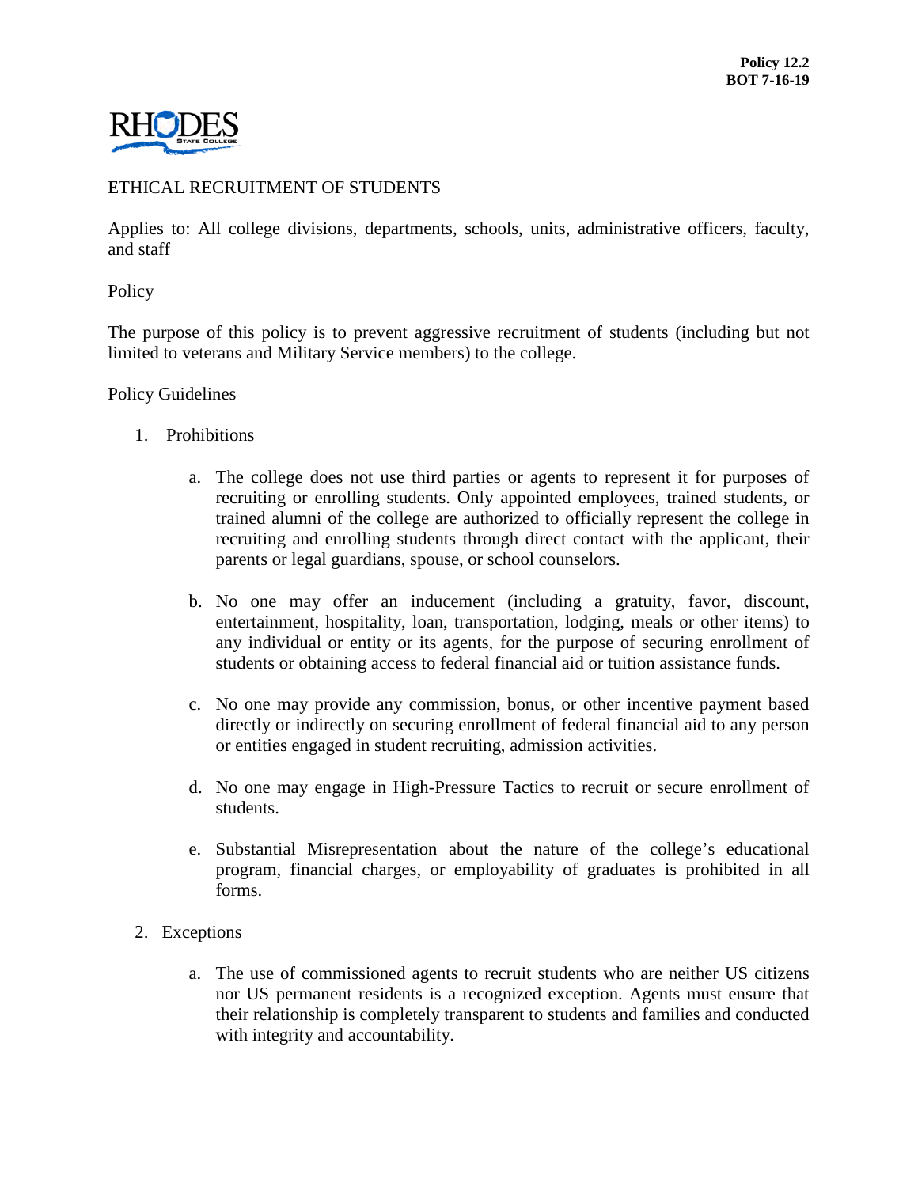**Policy 12.2**
**BOT 7-16-19**

RHODES STATE COLLEGE

# ETHICAL RECRUITMENT OF STUDENTS

Applies to: All college divisions, departments, schools, units, administrative officers, faculty, and staff

## Policy

The purpose of this policy is to prevent aggressive recruitment of students (including but not limited to veterans and Military Service members) to the college.

## Policy Guidelines

1. Prohibitions

   a. The college does not use third parties or agents to represent it for purposes of recruiting or enrolling students. Only appointed employees, trained students, or trained alumni of the college are authorized to officially represent the college in recruiting and enrolling students through direct contact with the applicant, their parents or legal guardians, spouse, or school counselors.

   b. No one may offer an inducement (including a gratuity, favor, discount, entertainment, hospitality, loan, transportation, lodging, meals or other items) to any individual or entity or its agents, for the purpose of securing enrollment of students or obtaining access to federal financial aid or tuition assistance funds.

   c. No one may provide any commission, bonus, or other incentive payment based directly or indirectly on securing enrollment of federal financial aid to any person or entities engaged in student recruiting, admission activities.

   d. No one may engage in High-Pressure Tactics to recruit or secure enrollment of students.

   e. Substantial Misrepresentation about the nature of the college's educational program, financial charges, or employability of graduates is prohibited in all forms.

2. Exceptions

   a. The use of commissioned agents to recruit students who are neither US citizens nor US permanent residents is a recognized exception. Agents must ensure that their relationship is completely transparent to students and families and conducted with integrity and accountability.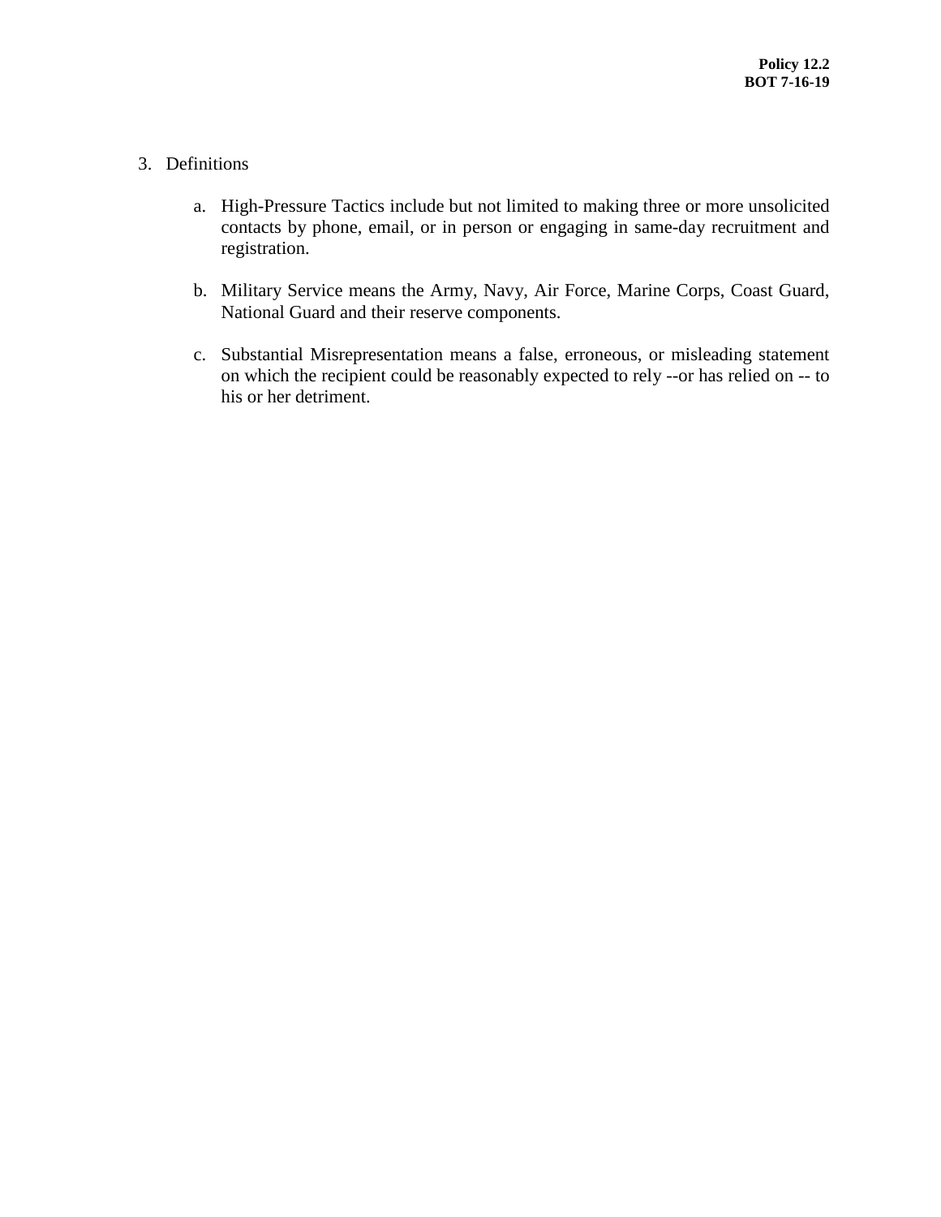3. Definitions

   a. High-Pressure Tactics include but not limited to making three or more unsolicited contacts by phone, email, or in person or engaging in same-day recruitment and registration.

   b. Military Service means the Army, Navy, Air Force, Marine Corps, Coast Guard, National Guard and their reserve components.

   c. Substantial Misrepresentation means a false, erroneous, or misleading statement on which the recipient could be reasonably expected to rely --or has relied on -- to his or her detriment.